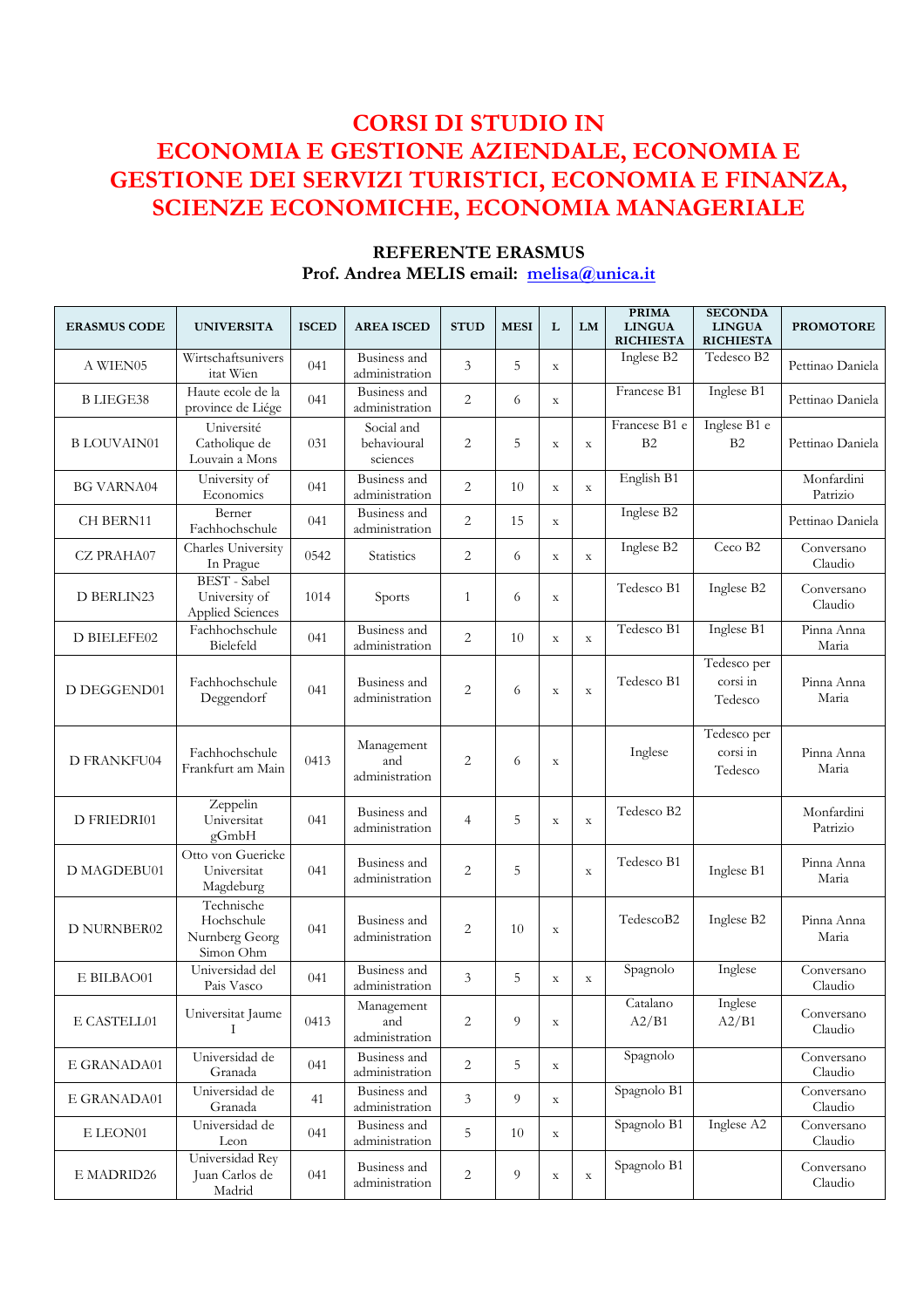# CORSI DI STUDIO IN ECONOMIA E GESTIONE AZIENDALE, ECONOMIA E GESTIONE DEI SERVIZI TURISTICI, ECONOMIA E FINANZA, SCIENZE ECONOMICHE, ECONOMIA MANAGERIALE

**REFERENTE ERASMUS**
**Prof. Andrea MELIS email: melisa@unica.it**

| ERASMUS CODE | UNIVERSITA | ISCED | AREA ISCED | STUD | MESI | L | LM | PRIMA LINGUA RICHIESTA | SECONDA LINGUA RICHIESTA | PROMOTORE |
|---|---|---|---|---|---|---|---|---|---|---|
| A WIEN05 | Wirtschaftsuniversitat Wien | 041 | Business and administration | 3 | 5 | x | | Inglese B2 | Tedesco B2 | Pettinao Daniela |
| B LIEGE38 | Haute ecole de la province de Liége | 041 | Business and administration | 2 | 6 | x | | Francese B1 | Inglese B1 | Pettinao Daniela |
| B LOUVAIN01 | Université Catholique de Louvain a Mons | 031 | Social and behavioural sciences | 2 | 5 | x | x | Francese B1 e B2 | Inglese B1 e B2 | Pettinao Daniela |
| BG VARNA04 | University of Economics | 041 | Business and administration | 2 | 10 | x | x | English B1 | | Monfardini Patrizio |
| CH BERN11 | Berner Fachhochschule | 041 | Business and administration | 2 | 15 | x | | Inglese B2 | | Pettinao Daniela |
| CZ PRAHA07 | Charles University In Prague | 0542 | Statistics | 2 | 6 | x | x | Inglese B2 | Ceco B2 | Conversano Claudio |
| D BERLIN23 | BEST - Sabel University of Applied Sciences | 1014 | Sports | 1 | 6 | x | | Tedesco B1 | Inglese B2 | Conversano Claudio |
| D BIELEFE02 | Fachhochschule Bielefeld | 041 | Business and administration | 2 | 10 | x | x | Tedesco B1 | Inglese B1 | Pinna Anna Maria |
| D DEGGEND01 | Fachhochschule Deggendorf | 041 | Business and administration | 2 | 6 | x | x | Tedesco B1 | Tedesco per corsi in Tedesco | Pinna Anna Maria |
| D FRANKFU04 | Fachhochschule Frankfurt am Main | 0413 | Management and administration | 2 | 6 | x | | Inglese | Tedesco per corsi in Tedesco | Pinna Anna Maria |
| D FRIEDRI01 | Zeppelin Universitat gGmbH | 041 | Business and administration | 4 | 5 | x | x | Tedesco B2 | | Monfardini Patrizio |
| D MAGDEBU01 | Otto von Guericke Universitat Magdeburg | 041 | Business and administration | 2 | 5 | | x | Tedesco B1 | Inglese B1 | Pinna Anna Maria |
| D NURNBER02 | Technische Hochschule Nurnberg Georg Simon Ohm | 041 | Business and administration | 2 | 10 | x | | TedescoB2 | Inglese B2 | Pinna Anna Maria |
| E BILBAO01 | Universidad del Pais Vasco | 041 | Business and administration | 3 | 5 | x | x | Spagnolo | Inglese | Conversano Claudio |
| E CASTELL01 | Universitat Jaume I | 0413 | Management and administration | 2 | 9 | x | | Catalano A2/B1 | Inglese A2/B1 | Conversano Claudio |
| E GRANADA01 | Universidad de Granada | 041 | Business and administration | 2 | 5 | x | | Spagnolo | | Conversano Claudio |
| E GRANADA01 | Universidad de Granada | 41 | Business and administration | 3 | 9 | x | | Spagnolo B1 | | Conversano Claudio |
| E LEON01 | Universidad de Leon | 041 | Business and administration | 5 | 10 | x | | Spagnolo B1 | Inglese A2 | Conversano Claudio |
| E MADRID26 | Universidad Rey Juan Carlos de Madrid | 041 | Business and administration | 2 | 9 | x | x | Spagnolo B1 | | Conversano Claudio |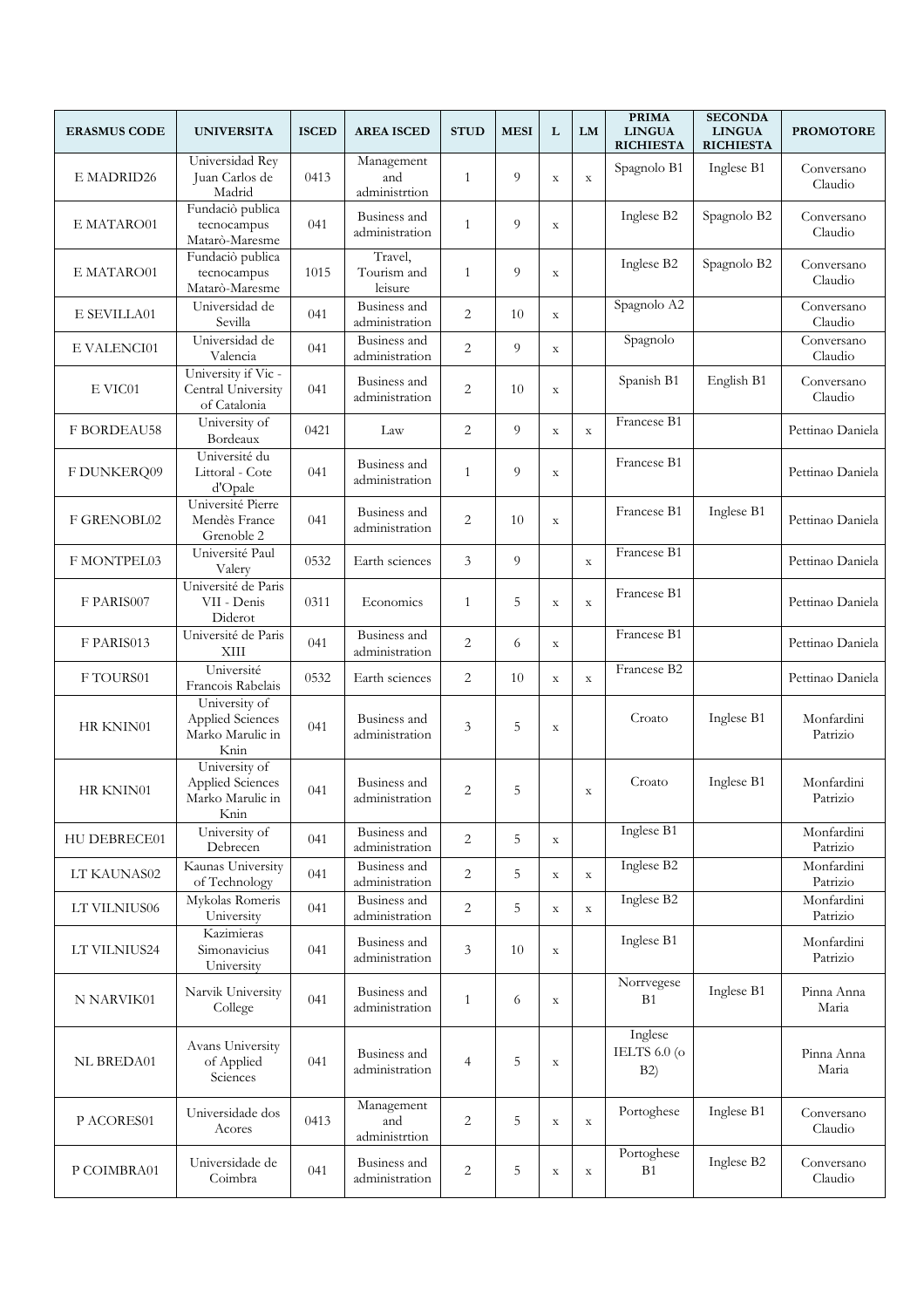| ERASMUS CODE | UNIVERSITA | ISCED | AREA ISCED | STUD | MESI | L | LM | PRIMA LINGUA RICHIESTA | SECONDA LINGUA RICHIESTA | PROMOTORE |
|---|---|---|---|---|---|---|---|---|---|---|
| E MADRID26 | Universidad Rey Juan Carlos de Madrid | 0413 | Management and administrtion | 1 | 9 | x | x | Spagnolo B1 | Inglese B1 | Conversano Claudio |
| E MATARO01 | Fundaciò publica tecnocampus Matarò-Maresme | 041 | Business and administration | 1 | 9 | x | | Inglese B2 | Spagnolo B2 | Conversano Claudio |
| E MATARO01 | Fundaciò publica tecnocampus Matarò-Maresme | 1015 | Travel, Tourism and leisure | 1 | 9 | x | | Inglese B2 | Spagnolo B2 | Conversano Claudio |
| E SEVILLA01 | Universidad de Sevilla | 041 | Business and administration | 2 | 10 | x | | Spagnolo A2 | | Conversano Claudio |
| E VALENCI01 | Universidad de Valencia | 041 | Business and administration | 2 | 9 | x | | Spagnolo | | Conversano Claudio |
| E VIC01 | University if Vic - Central University of Catalonia | 041 | Business and administration | 2 | 10 | x | | Spanish B1 | English B1 | Conversano Claudio |
| F BORDEAU58 | University of Bordeaux | 0421 | Law | 2 | 9 | x | x | Francese B1 | | Pettinao Daniela |
| F DUNKERQ09 | Université du Littoral - Cote d'Opale | 041 | Business and administration | 1 | 9 | x | | Francese B1 | | Pettinao Daniela |
| F GRENOBL02 | Université Pierre Mendès France Grenoble 2 | 041 | Business and administration | 2 | 10 | x | | Francese B1 | Inglese B1 | Pettinao Daniela |
| F MONTPEL03 | Université Paul Valery | 0532 | Earth sciences | 3 | 9 | | x | Francese B1 | | Pettinao Daniela |
| F PARIS007 | Université de Paris VII - Denis Diderot | 0311 | Economics | 1 | 5 | x | x | Francese B1 | | Pettinao Daniela |
| F PARIS013 | Université de Paris XIII | 041 | Business and administration | 2 | 6 | x | | Francese B1 | | Pettinao Daniela |
| F TOURS01 | Université Francois Rabelais | 0532 | Earth sciences | 2 | 10 | x | x | Francese B2 | | Pettinao Daniela |
| HR KNIN01 | University of Applied Sciences Marko Marulic in Knin | 041 | Business and administration | 3 | 5 | x | | Croato | Inglese B1 | Monfardini Patrizio |
| HR KNIN01 | University of Applied Sciences Marko Marulic in Knin | 041 | Business and administration | 2 | 5 | | x | Croato | Inglese B1 | Monfardini Patrizio |
| HU DEBRECE01 | University of Debrecen | 041 | Business and administration | 2 | 5 | x | | Inglese B1 | | Monfardini Patrizio |
| LT KAUNAS02 | Kaunas University of Technology | 041 | Business and administration | 2 | 5 | x | x | Inglese B2 | | Monfardini Patrizio |
| LT VILNIUS06 | Mykolas Romeris University | 041 | Business and administration | 2 | 5 | x | x | Inglese B2 | | Monfardini Patrizio |
| LT VILNIUS24 | Kazimieras Simonavicius University | 041 | Business and administration | 3 | 10 | x | | Inglese B1 | | Monfardini Patrizio |
| N NARVIK01 | Narvik University College | 041 | Business and administration | 1 | 6 | x | | Norrvegese B1 | Inglese B1 | Pinna Anna Maria |
| NL BREDA01 | Avans University of Applied Sciences | 041 | Business and administration | 4 | 5 | x | | Inglese IELTS 6.0 (o B2) | | Pinna Anna Maria |
| P ACORES01 | Universidade dos Acores | 0413 | Management and administrtion | 2 | 5 | x | x | Portoghese | Inglese B1 | Conversano Claudio |
| P COIMBRA01 | Universidade de Coimbra | 041 | Business and administration | 2 | 5 | x | x | Portoghese B1 | Inglese B2 | Conversano Claudio |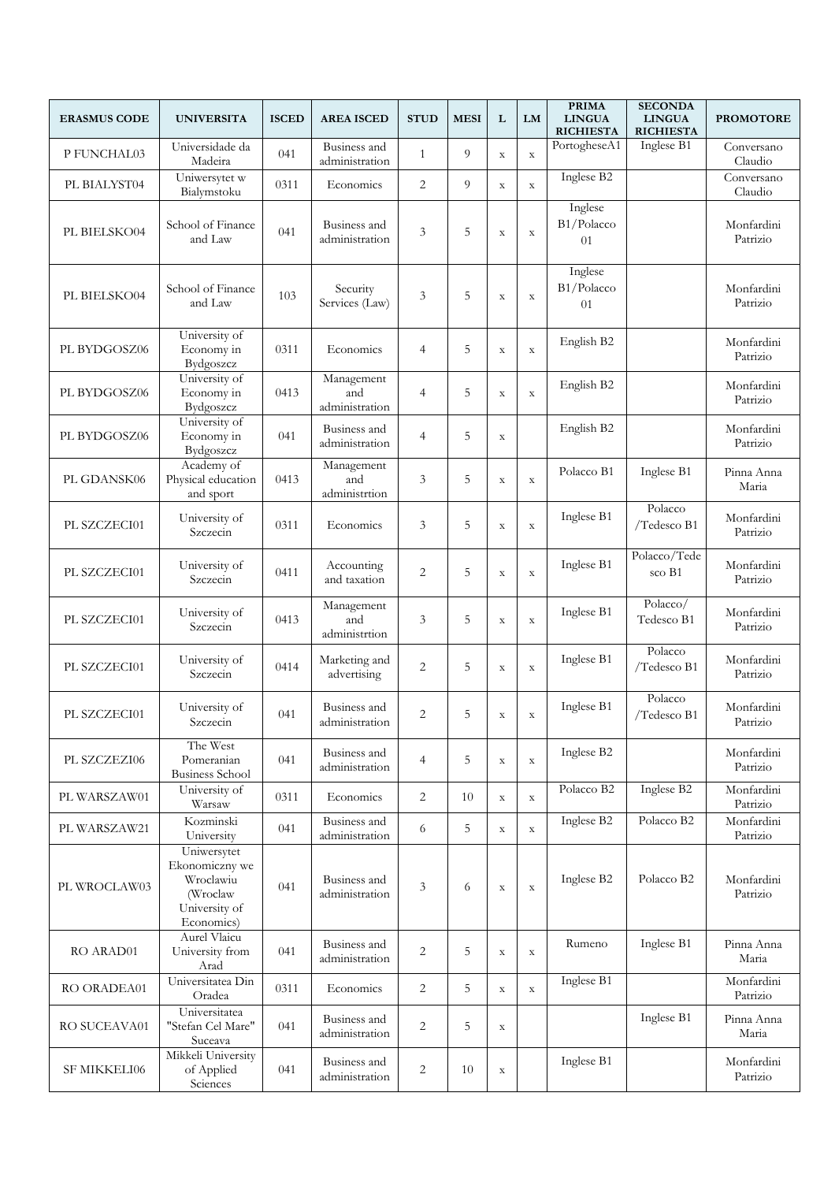| ERASMUS CODE | UNIVERSITA | ISCED | AREA ISCED | STUD | MESI | L | LM | PRIMA LINGUA RICHIESTA | SECONDA LINGUA RICHIESTA | PROMOTORE |
|---|---|---|---|---|---|---|---|---|---|---|
| P FUNCHAL03 | Universidade da Madeira | 041 | Business and administration | 1 | 9 | x | x | PortogheseA1 | Inglese B1 | Conversano Claudio |
| PL BIALYST04 | Uniwersytet w Bialymstoku | 0311 | Economics | 2 | 9 | x | x | Inglese B2 | | Conversano Claudio |
| PL BIELSKO04 | School of Finance and Law | 041 | Business and administration | 3 | 5 | x | x | Inglese B1/Polacco 01 | | Monfardini Patrizio |
| PL BIELSKO04 | School of Finance and Law | 103 | Security Services (Law) | 3 | 5 | x | x | Inglese B1/Polacco 01 | | Monfardini Patrizio |
| PL BYDGOSZ06 | University of Economy in Bydgoszcz | 0311 | Economics | 4 | 5 | x | x | English B2 | | Monfardini Patrizio |
| PL BYDGOSZ06 | University of Economy in Bydgoszcz | 0413 | Management and administration | 4 | 5 | x | x | English B2 | | Monfardini Patrizio |
| PL BYDGOSZ06 | University of Economy in Bydgoszcz | 041 | Business and administration | 4 | 5 | x | | English B2 | | Monfardini Patrizio |
| PL GDANSK06 | Academy of Physical education and sport | 0413 | Management and administrtion | 3 | 5 | x | x | Polacco B1 | Inglese B1 | Pinna Anna Maria |
| PL SZCZECI01 | University of Szczecin | 0311 | Economics | 3 | 5 | x | x | Inglese B1 | Polacco /Tedesco B1 | Monfardini Patrizio |
| PL SZCZECI01 | University of Szczecin | 0411 | Accounting and taxation | 2 | 5 | x | x | Inglese B1 | Polacco/Tedesco B1 | Monfardini Patrizio |
| PL SZCZECI01 | University of Szczecin | 0413 | Management and administrtion | 3 | 5 | x | x | Inglese B1 | Polacco/ Tedesco B1 | Monfardini Patrizio |
| PL SZCZECI01 | University of Szczecin | 0414 | Marketing and advertising | 2 | 5 | x | x | Inglese B1 | Polacco /Tedesco B1 | Monfardini Patrizio |
| PL SZCZECI01 | University of Szczecin | 041 | Business and administration | 2 | 5 | x | x | Inglese B1 | Polacco /Tedesco B1 | Monfardini Patrizio |
| PL SZCZEZI06 | The West Pomeranian Business School | 041 | Business and administration | 4 | 5 | x | x | Inglese B2 | | Monfardini Patrizio |
| PL WARSZAW01 | University of Warsaw | 0311 | Economics | 2 | 10 | x | x | Polacco B2 | Inglese B2 | Monfardini Patrizio |
| PL WARSZAW21 | Kozminski University | 041 | Business and administration | 6 | 5 | x | x | Inglese B2 | Polacco B2 | Monfardini Patrizio |
| PL WROCLAW03 | Uniwersytet Ekonomiczny we Wroclawiu (Wroclaw University of Economics) | 041 | Business and administration | 3 | 6 | x | x | Inglese B2 | Polacco B2 | Monfardini Patrizio |
| RO ARAD01 | Aurel Vlaicu University from Arad | 041 | Business and administration | 2 | 5 | x | x | Rumeno | Inglese B1 | Pinna Anna Maria |
| RO ORADEA01 | Universitatea Din Oradea | 0311 | Economics | 2 | 5 | x | x | Inglese B1 | | Monfardini Patrizio |
| RO SUCEAVA01 | Universitatea "Stefan Cel Mare" Suceava | 041 | Business and administration | 2 | 5 | x | | | Inglese B1 | Pinna Anna Maria |
| SF MIKKELI06 | Mikkeli University of Applied Sciences | 041 | Business and administration | 2 | 10 | x | | Inglese B1 | | Monfardini Patrizio |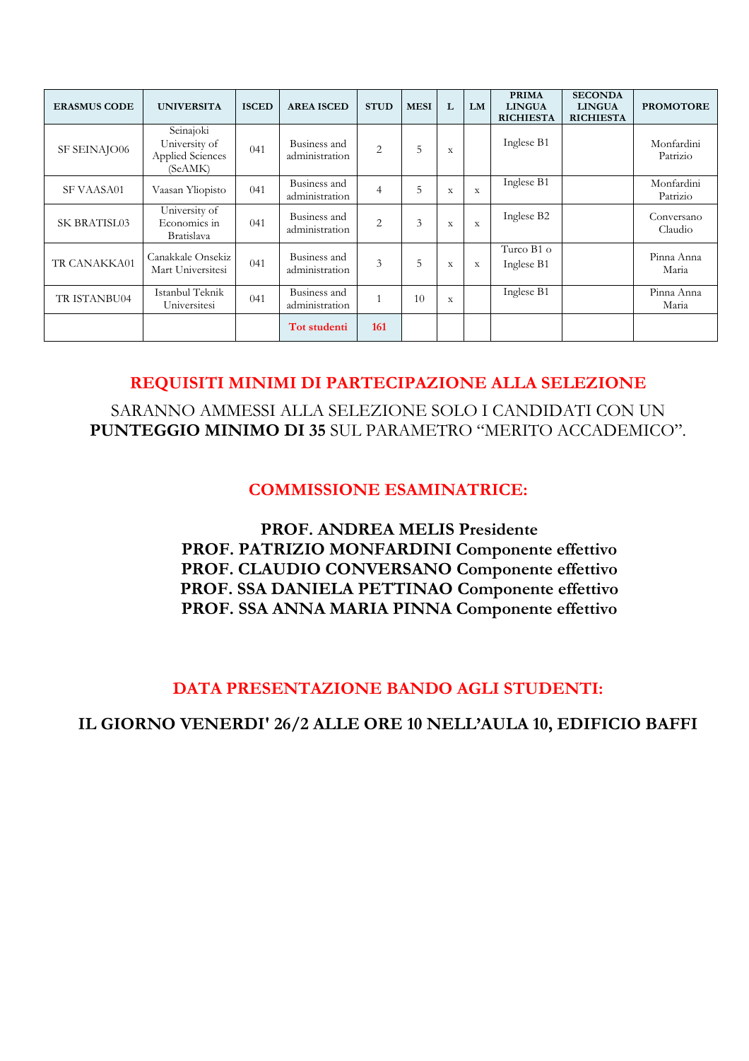| ERASMUS CODE | UNIVERSITA | ISCED | AREA ISCED | STUD | MESI | L | LM | PRIMA LINGUA RICHIESTA | SECONDA LINGUA RICHIESTA | PROMOTORE |
|---|---|---|---|---|---|---|---|---|---|---|
| SF SEINAJO06 | Seinajoki University of Applied Sciences (SeAMK) | 041 | Business and administration | 2 | 5 | x | | Inglese B1 | | Monfardini Patrizio |
| SF VAASA01 | Vaasan Yliopisto | 041 | Business and administration | 4 | 5 | x | x | Inglese B1 | | Monfardini Patrizio |
| SK BRATISL03 | University of Economics in Bratislava | 041 | Business and administration | 2 | 3 | x | x | Inglese B2 | | Conversano Claudio |
| TR CANAKKA01 | Canakkale Onsekiz Mart Universitesi | 041 | Business and administration | 3 | 5 | x | x | Turco B1 o Inglese B1 | | Pinna Anna Maria |
| TR ISTANBU04 | Istanbul Teknik Universitesi | 041 | Business and administration | 1 | 10 | x | | Inglese B1 | | Pinna Anna Maria |
| | | | Tot studenti | 161 | | | | | | |

## REQUISITI MINIMI DI PARTECIPAZIONE ALLA SELEZIONE

SARANNO AMMESSI ALLA SELEZIONE SOLO I CANDIDATI CON UN **PUNTEGGIO MINIMO DI 35** SUL PARAMETRO "MERITO ACCADEMICO".

## COMMISSIONE ESAMINATRICE:

**PROF. ANDREA MELIS Presidente**
**PROF. PATRIZIO MONFARDINI Componente effettivo**
**PROF. CLAUDIO CONVERSANO Componente effettivo**
**PROF. SSA DANIELA PETTINAO Componente effettivo**
**PROF. SSA ANNA MARIA PINNA Componente effettivo**

## DATA PRESENTAZIONE BANDO AGLI STUDENTI:

**IL GIORNO VENERDI' 26/2 ALLE ORE 10 NELL'AULA 10, EDIFICIO BAFFI**